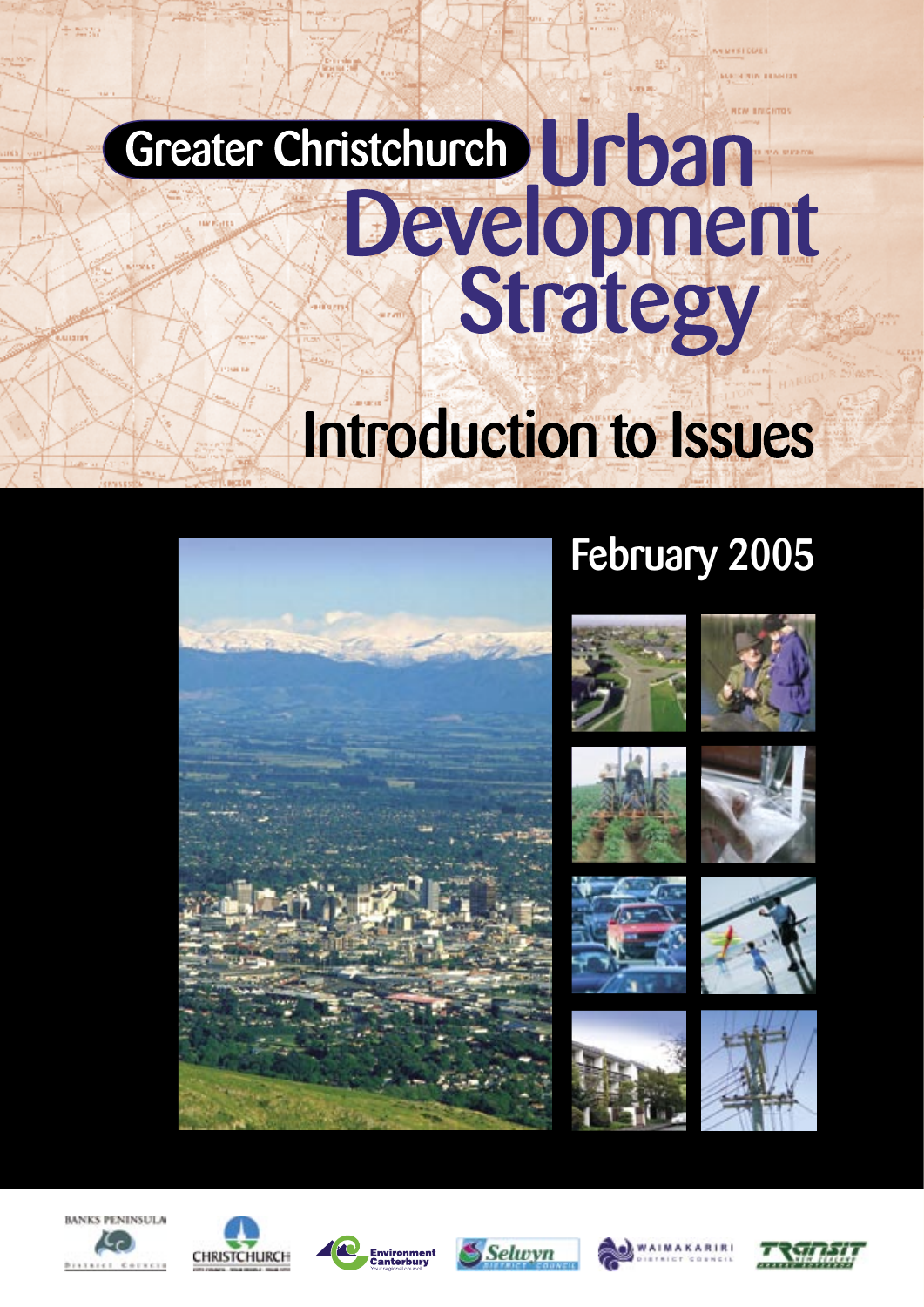# Greater Christchurch Urban Development Strategy

## Introduction to Issues

February 2005

Banks Peninsula District Council · Christchurch · Environment Canterbury · Selwyn District Council · Waimakariri District Council · Transit New Zealand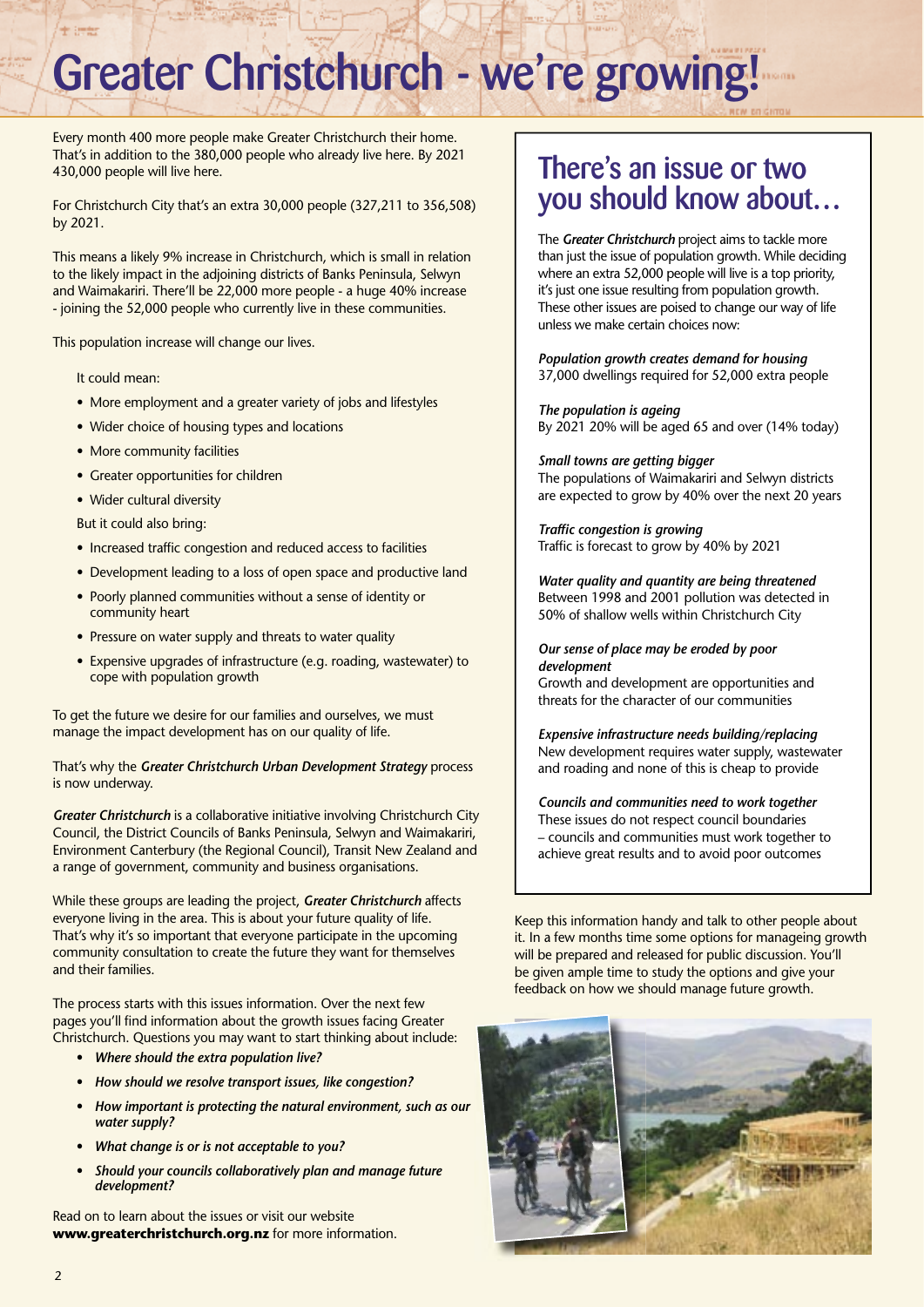# Greater Christchurch - we're growing!

Every month 400 more people make Greater Christchurch their home. That's in addition to the 380,000 people who already live here. By 2021 430,000 people will live here.

For Christchurch City that's an extra 30,000 people (327,211 to 356,508) by 2021.

This means a likely 9% increase in Christchurch, which is small in relation to the likely impact in the adjoining districts of Banks Peninsula, Selwyn and Waimakariri. There'll be 22,000 more people - a huge 40% increase - joining the 52,000 people who currently live in these communities.

This population increase will change our lives.

It could mean:

- More employment and a greater variety of jobs and lifestyles
- Wider choice of housing types and locations
- More community facilities
- Greater opportunities for children
- Wider cultural diversity

But it could also bring:

- Increased traffic congestion and reduced access to facilities
- Development leading to a loss of open space and productive land
- Poorly planned communities without a sense of identity or community heart
- Pressure on water supply and threats to water quality
- Expensive upgrades of infrastructure (e.g. roading, wastewater) to cope with population growth

To get the future we desire for our families and ourselves, we must manage the impact development has on our quality of life.

That's why the ***Greater Christchurch Urban Development Strategy*** process is now underway.

***Greater Christchurch*** is a collaborative initiative involving Christchurch City Council, the District Councils of Banks Peninsula, Selwyn and Waimakariri, Environment Canterbury (the Regional Council), Transit New Zealand and a range of government, community and business organisations.

While these groups are leading the project, ***Greater Christchurch*** affects everyone living in the area. This is about your future quality of life. That's why it's so important that everyone participate in the upcoming community consultation to create the future they want for themselves and their families.

The process starts with this issues information. Over the next few pages you'll find information about the growth issues facing Greater Christchurch. Questions you may want to start thinking about include:

- ***Where should the extra population live?***
- ***How should we resolve transport issues, like congestion?***
- ***How important is protecting the natural environment, such as our water supply?***
- ***What change is or is not acceptable to you?***
- ***Should your councils collaboratively plan and manage future development?***

Read on to learn about the issues or visit our website **www.greaterchristchurch.org.nz** for more information.

## There's an issue or two you should know about...

The ***Greater Christchurch*** project aims to tackle more than just the issue of population growth. While deciding where an extra 52,000 people will live is a top priority, it's just one issue resulting from population growth. These other issues are poised to change our way of life unless we make certain choices now:

***Population growth creates demand for housing***
37,000 dwellings required for 52,000 extra people

***The population is ageing***
By 2021 20% will be aged 65 and over (14% today)

***Small towns are getting bigger***
The populations of Waimakariri and Selwyn districts are expected to grow by 40% over the next 20 years

***Traffic congestion is growing***
Traffic is forecast to grow by 40% by 2021

***Water quality and quantity are being threatened***
Between 1998 and 2001 pollution was detected in 50% of shallow wells within Christchurch City

***Our sense of place may be eroded by poor development***
Growth and development are opportunities and threats for the character of our communities

***Expensive infrastructure needs building/replacing***
New development requires water supply, wastewater and roading and none of this is cheap to provide

***Councils and communities need to work together***
These issues do not respect council boundaries – councils and communities must work together to achieve great results and to avoid poor outcomes

Keep this information handy and talk to other people about it. In a few months time some options for manageing growth will be prepared and released for public discussion. You'll be given ample time to study the options and give your feedback on how we should manage future growth.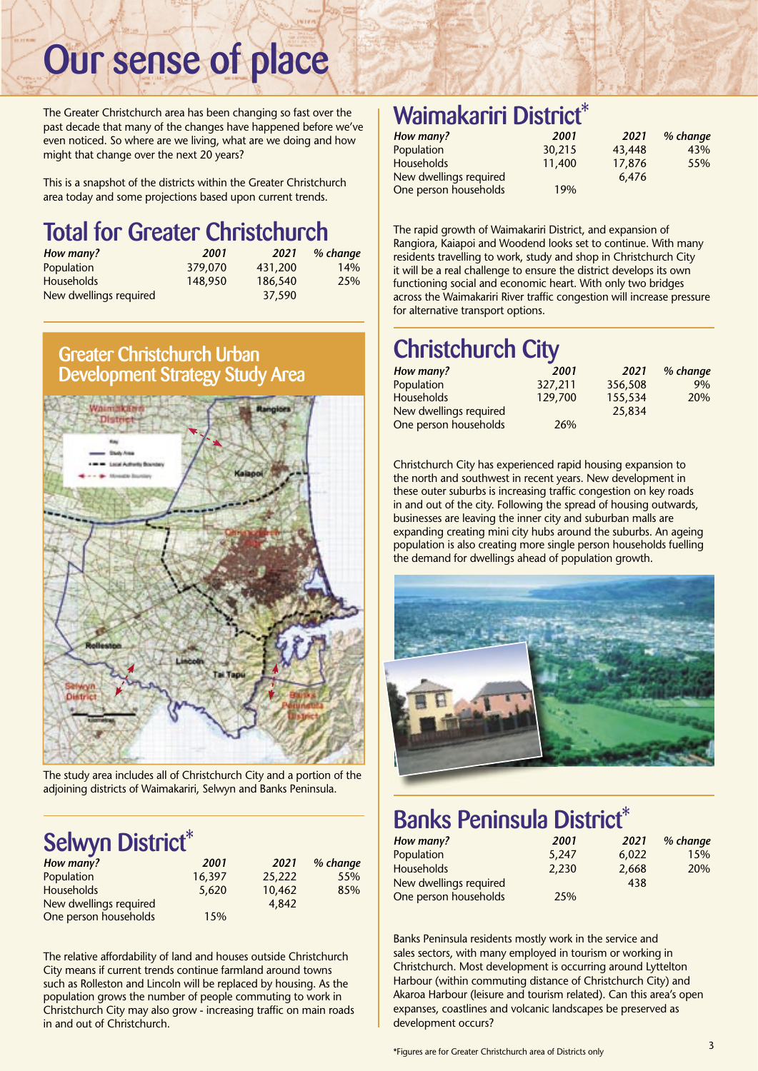# Our sense of place

The Greater Christchurch area has been changing so fast over the past decade that many of the changes have happened before we've even noticed. So where are we living, what are we doing and how might that change over the next 20 years?

This is a snapshot of the districts within the Greater Christchurch area today and some projections based upon current trends.

## Total for Greater Christchurch

| *How many?* | *2001* | *2021* | *% change* |
|---|---|---|---|
| Population | 379,070 | 431,200 | 14% |
| Households | 148,950 | 186,540 | 25% |
| New dwellings required | | 37,590 | |

## Greater Christchurch Urban Development Strategy Study Area

The study area includes all of Christchurch City and a portion of the adjoining districts of Waimakariri, Selwyn and Banks Peninsula.

## Selwyn District*

| *How many?* | *2001* | *2021* | *% change* |
|---|---|---|---|
| Population | 16,397 | 25,222 | 55% |
| Households | 5,620 | 10,462 | 85% |
| New dwellings required | | 4,842 | |
| One person households | 15% | | |

The relative affordability of land and houses outside Christchurch City means if current trends continue farmland around towns such as Rolleston and Lincoln will be replaced by housing. As the population grows the number of people commuting to work in Christchurch City may also grow - increasing traffic on main roads in and out of Christchurch.

## Waimakariri District*

| *How many?* | *2001* | *2021* | *% change* |
|---|---|---|---|
| Population | 30,215 | 43,448 | 43% |
| Households | 11,400 | 17,876 | 55% |
| New dwellings required | | 6,476 | |
| One person households | 19% | | |

The rapid growth of Waimakariri District, and expansion of Rangiora, Kaiapoi and Woodend looks set to continue. With many residents travelling to work, study and shop in Christchurch City it will be a real challenge to ensure the district develops its own functioning social and economic heart. With only two bridges across the Waimakariri River traffic congestion will increase pressure for alternative transport options.

## Christchurch City

| *How many?* | *2001* | *2021* | *% change* |
|---|---|---|---|
| Population | 327,211 | 356,508 | 9% |
| Households | 129,700 | 155,534 | 20% |
| New dwellings required | | 25,834 | |
| One person households | 26% | | |

Christchurch City has experienced rapid housing expansion to the north and southwest in recent years. New development in these outer suburbs is increasing traffic congestion on key roads in and out of the city. Following the spread of housing outwards, businesses are leaving the inner city and suburban malls are expanding creating mini city hubs around the suburbs. An ageing population is also creating more single person households fuelling the demand for dwellings ahead of population growth.

## Banks Peninsula District*

| *How many?* | *2001* | *2021* | *% change* |
|---|---|---|---|
| Population | 5,247 | 6,022 | 15% |
| Households | 2,230 | 2,668 | 20% |
| New dwellings required | | 438 | |
| One person households | 25% | | |

Banks Peninsula residents mostly work in the service and sales sectors, with many employed in tourism or working in Christchurch. Most development is occurring around Lyttelton Harbour (within commuting distance of Christchurch City) and Akaroa Harbour (leisure and tourism related). Can this area's open expanses, coastlines and volcanic landscapes be preserved as development occurs?

*Figures are for Greater Christchurch area of Districts only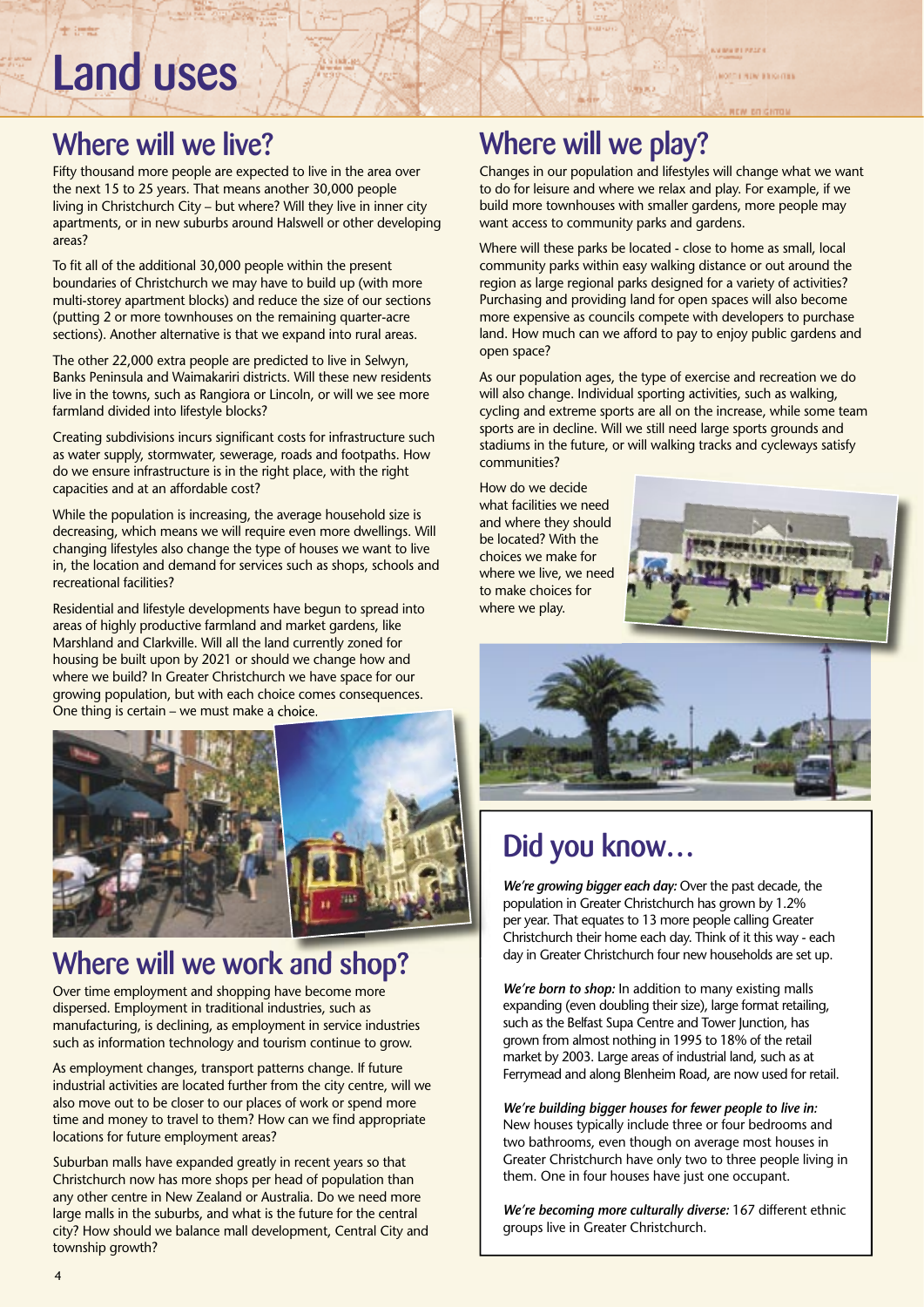# Land uses

## Where will we live?

Fifty thousand more people are expected to live in the area over the next 15 to 25 years. That means another 30,000 people living in Christchurch City – but where? Will they live in inner city apartments, or in new suburbs around Halswell or other developing areas?

To fit all of the additional 30,000 people within the present boundaries of Christchurch we may have to build up (with more multi-storey apartment blocks) and reduce the size of our sections (putting 2 or more townhouses on the remaining quarter-acre sections). Another alternative is that we expand into rural areas.

The other 22,000 extra people are predicted to live in Selwyn, Banks Peninsula and Waimakariri districts. Will these new residents live in the towns, such as Rangiora or Lincoln, or will we see more farmland divided into lifestyle blocks?

Creating subdivisions incurs significant costs for infrastructure such as water supply, stormwater, sewerage, roads and footpaths. How do we ensure infrastructure is in the right place, with the right capacities and at an affordable cost?

While the population is increasing, the average household size is decreasing, which means we will require even more dwellings. Will changing lifestyles also change the type of houses we want to live in, the location and demand for services such as shops, schools and recreational facilities?

Residential and lifestyle developments have begun to spread into areas of highly productive farmland and market gardens, like Marshland and Clarkville. Will all the land currently zoned for housing be built upon by 2021 or should we change how and where we build? In Greater Christchurch we have space for our growing population, but with each choice comes consequences. One thing is certain – we must make a choice.

## Where will we work and shop?

Over time employment and shopping have become more dispersed. Employment in traditional industries, such as manufacturing, is declining, as employment in service industries such as information technology and tourism continue to grow.

As employment changes, transport patterns change. If future industrial activities are located further from the city centre, will we also move out to be closer to our places of work or spend more time and money to travel to them? How can we find appropriate locations for future employment areas?

Suburban malls have expanded greatly in recent years so that Christchurch now has more shops per head of population than any other centre in New Zealand or Australia. Do we need more large malls in the suburbs, and what is the future for the central city? How should we balance mall development, Central City and township growth?

## Where will we play?

Changes in our population and lifestyles will change what we want to do for leisure and where we relax and play. For example, if we build more townhouses with smaller gardens, more people may want access to community parks and gardens.

Where will these parks be located - close to home as small, local community parks within easy walking distance or out around the region as large regional parks designed for a variety of activities? Purchasing and providing land for open spaces will also become more expensive as councils compete with developers to purchase land. How much can we afford to pay to enjoy public gardens and open space?

As our population ages, the type of exercise and recreation we do will also change. Individual sporting activities, such as walking, cycling and extreme sports are all on the increase, while some team sports are in decline. Will we still need large sports grounds and stadiums in the future, or will walking tracks and cycleways satisfy communities?

How do we decide what facilities we need and where they should be located? With the choices we make for where we live, we need to make choices for where we play.

## Did you know…

***We're growing bigger each day:*** Over the past decade, the population in Greater Christchurch has grown by 1.2% per year. That equates to 13 more people calling Greater Christchurch their home each day. Think of it this way - each day in Greater Christchurch four new households are set up.

***We're born to shop:*** In addition to many existing malls expanding (even doubling their size), large format retailing, such as the Belfast Supa Centre and Tower Junction, has grown from almost nothing in 1995 to 18% of the retail market by 2003. Large areas of industrial land, such as at Ferrymead and along Blenheim Road, are now used for retail.

***We're building bigger houses for fewer people to live in:*** New houses typically include three or four bedrooms and two bathrooms, even though on average most houses in Greater Christchurch have only two to three people living in them. One in four houses have just one occupant.

***We're becoming more culturally diverse:*** 167 different ethnic groups live in Greater Christchurch.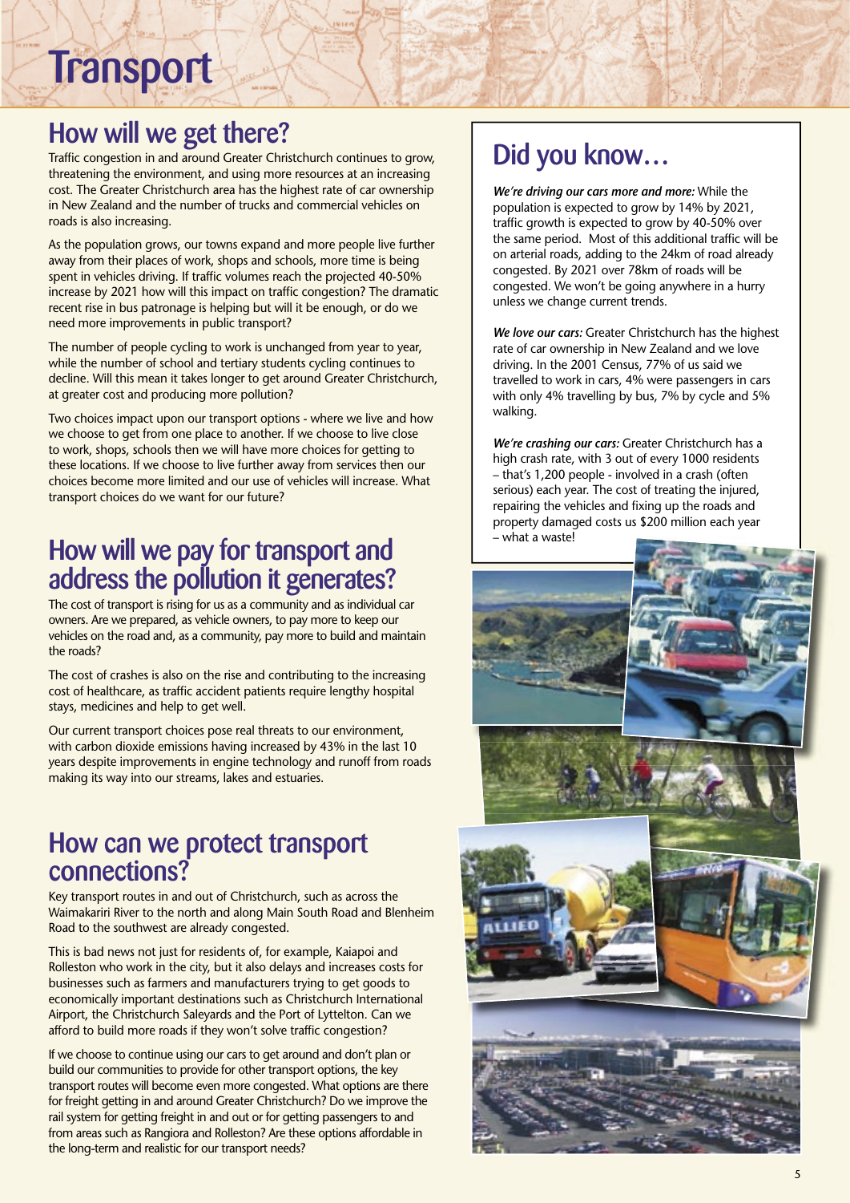# Transport

## How will we get there?

Traffic congestion in and around Greater Christchurch continues to grow, threatening the environment, and using more resources at an increasing cost. The Greater Christchurch area has the highest rate of car ownership in New Zealand and the number of trucks and commercial vehicles on roads is also increasing.

As the population grows, our towns expand and more people live further away from their places of work, shops and schools, more time is being spent in vehicles driving. If traffic volumes reach the projected 40-50% increase by 2021 how will this impact on traffic congestion? The dramatic recent rise in bus patronage is helping but will it be enough, or do we need more improvements in public transport?

The number of people cycling to work is unchanged from year to year, while the number of school and tertiary students cycling continues to decline. Will this mean it takes longer to get around Greater Christchurch, at greater cost and producing more pollution?

Two choices impact upon our transport options - where we live and how we choose to get from one place to another. If we choose to live close to work, shops, schools then we will have more choices for getting to these locations. If we choose to live further away from services then our choices become more limited and our use of vehicles will increase. What transport choices do we want for our future?

## How will we pay for transport and address the pollution it generates?

The cost of transport is rising for us as a community and as individual car owners. Are we prepared, as vehicle owners, to pay more to keep our vehicles on the road and, as a community, pay more to build and maintain the roads?

The cost of crashes is also on the rise and contributing to the increasing cost of healthcare, as traffic accident patients require lengthy hospital stays, medicines and help to get well.

Our current transport choices pose real threats to our environment, with carbon dioxide emissions having increased by 43% in the last 10 years despite improvements in engine technology and runoff from roads making its way into our streams, lakes and estuaries.

## How can we protect transport connections?

Key transport routes in and out of Christchurch, such as across the Waimakariri River to the north and along Main South Road and Blenheim Road to the southwest are already congested.

This is bad news not just for residents of, for example, Kaiapoi and Rolleston who work in the city, but it also delays and increases costs for businesses such as farmers and manufacturers trying to get goods to economically important destinations such as Christchurch International Airport, the Christchurch Saleyards and the Port of Lyttelton. Can we afford to build more roads if they won't solve traffic congestion?

If we choose to continue using our cars to get around and don't plan or build our communities to provide for other transport options, the key transport routes will become even more congested. What options are there for freight getting in and around Greater Christchurch? Do we improve the rail system for getting freight in and out or for getting passengers to and from areas such as Rangiora and Rolleston? Are these options affordable in the long-term and realistic for our transport needs?

## Did you know…

***We're driving our cars more and more:*** While the population is expected to grow by 14% by 2021, traffic growth is expected to grow by 40-50% over the same period. Most of this additional traffic will be on arterial roads, adding to the 24km of road already congested. By 2021 over 78km of roads will be congested. We won't be going anywhere in a hurry unless we change current trends.

***We love our cars:*** Greater Christchurch has the highest rate of car ownership in New Zealand and we love driving. In the 2001 Census, 77% of us said we travelled to work in cars, 4% were passengers in cars with only 4% travelling by bus, 7% by cycle and 5% walking.

***We're crashing our cars:*** Greater Christchurch has a high crash rate, with 3 out of every 1000 residents – that's 1,200 people - involved in a crash (often serious) each year. The cost of treating the injured, repairing the vehicles and fixing up the roads and property damaged costs us $200 million each year – what a waste!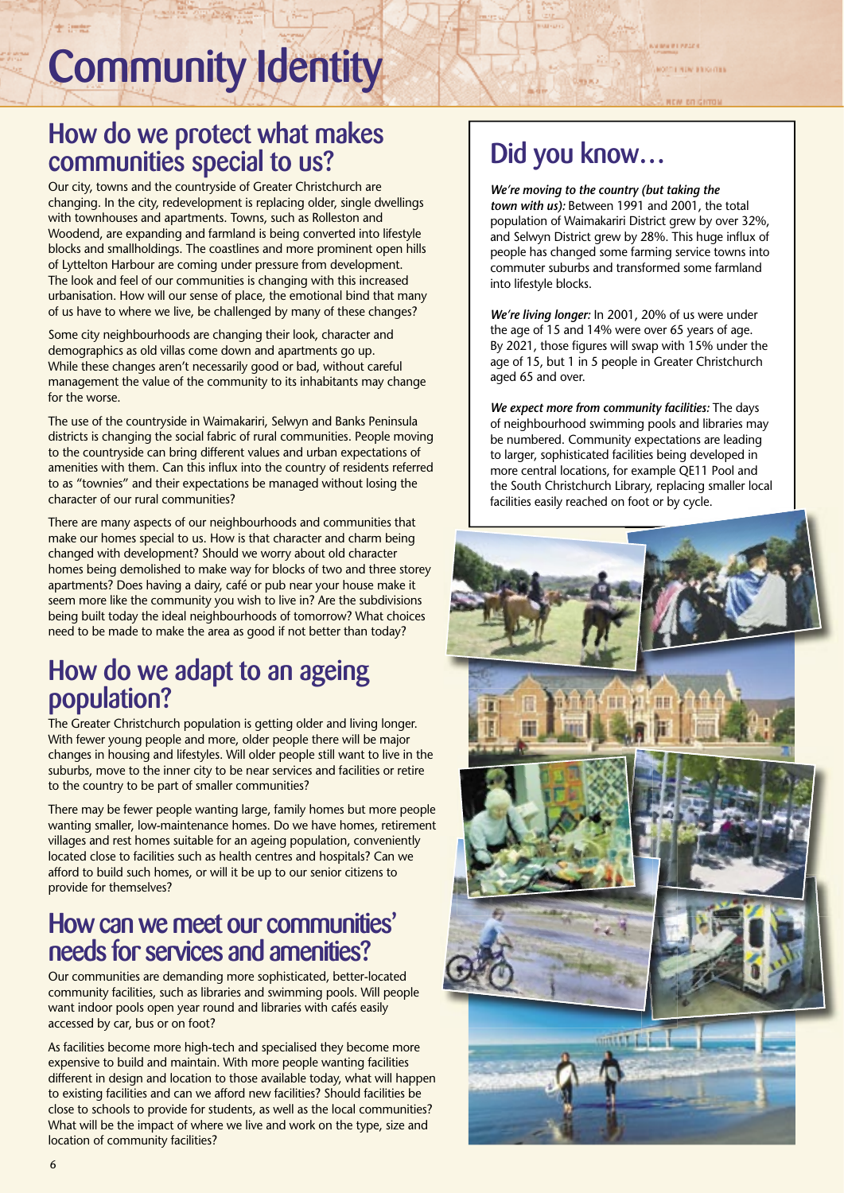# Community Identity

## How do we protect what makes communities special to us?

Our city, towns and the countryside of Greater Christchurch are changing. In the city, redevelopment is replacing older, single dwellings with townhouses and apartments. Towns, such as Rolleston and Woodend, are expanding and farmland is being converted into lifestyle blocks and smallholdings. The coastlines and more prominent open hills of Lyttelton Harbour are coming under pressure from development. The look and feel of our communities is changing with this increased urbanisation. How will our sense of place, the emotional bind that many of us have to where we live, be challenged by many of these changes?

Some city neighbourhoods are changing their look, character and demographics as old villas come down and apartments go up. While these changes aren't necessarily good or bad, without careful management the value of the community to its inhabitants may change for the worse.

The use of the countryside in Waimakariri, Selwyn and Banks Peninsula districts is changing the social fabric of rural communities. People moving to the countryside can bring different values and urban expectations of amenities with them. Can this influx into the country of residents referred to as "townies" and their expectations be managed without losing the character of our rural communities?

There are many aspects of our neighbourhoods and communities that make our homes special to us. How is that character and charm being changed with development? Should we worry about old character homes being demolished to make way for blocks of two and three storey apartments? Does having a dairy, café or pub near your house make it seem more like the community you wish to live in? Are the subdivisions being built today the ideal neighbourhoods of tomorrow? What choices need to be made to make the area as good if not better than today?

## How do we adapt to an ageing population?

The Greater Christchurch population is getting older and living longer. With fewer young people and more, older people there will be major changes in housing and lifestyles. Will older people still want to live in the suburbs, move to the inner city to be near services and facilities or retire to the country to be part of smaller communities?

There may be fewer people wanting large, family homes but more people wanting smaller, low-maintenance homes. Do we have homes, retirement villages and rest homes suitable for an ageing population, conveniently located close to facilities such as health centres and hospitals? Can we afford to build such homes, or will it be up to our senior citizens to provide for themselves?

## How can we meet our communities' needs for services and amenities?

Our communities are demanding more sophisticated, better-located community facilities, such as libraries and swimming pools. Will people want indoor pools open year round and libraries with cafés easily accessed by car, bus or on foot?

As facilities become more high-tech and specialised they become more expensive to build and maintain. With more people wanting facilities different in design and location to those available today, what will happen to existing facilities and can we afford new facilities? Should facilities be close to schools to provide for students, as well as the local communities? What will be the impact of where we live and work on the type, size and location of community facilities?

## Did you know…

***We're moving to the country (but taking the town with us):*** Between 1991 and 2001, the total population of Waimakariri District grew by over 32%, and Selwyn District grew by 28%. This huge influx of people has changed some farming service towns into commuter suburbs and transformed some farmland into lifestyle blocks.

***We're living longer:*** In 2001, 20% of us were under the age of 15 and 14% were over 65 years of age. By 2021, those figures will swap with 15% under the age of 15, but 1 in 5 people in Greater Christchurch aged 65 and over.

***We expect more from community facilities:*** The days of neighbourhood swimming pools and libraries may be numbered. Community expectations are leading to larger, sophisticated facilities being developed in more central locations, for example QE11 Pool and the South Christchurch Library, replacing smaller local facilities easily reached on foot or by cycle.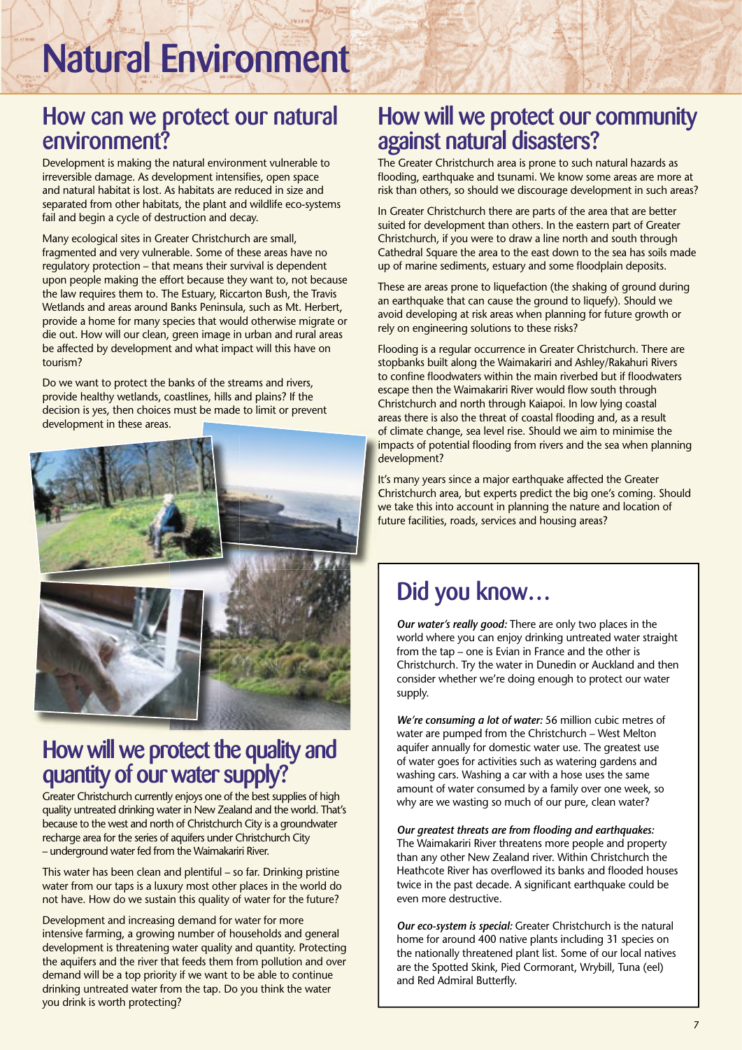# Natural Environment

## How can we protect our natural environment?

Development is making the natural environment vulnerable to irreversible damage. As development intensifies, open space and natural habitat is lost. As habitats are reduced in size and separated from other habitats, the plant and wildlife eco-systems fail and begin a cycle of destruction and decay.

Many ecological sites in Greater Christchurch are small, fragmented and very vulnerable. Some of these areas have no regulatory protection – that means their survival is dependent upon people making the effort because they want to, not because the law requires them to. The Estuary, Riccarton Bush, the Travis Wetlands and areas around Banks Peninsula, such as Mt. Herbert, provide a home for many species that would otherwise migrate or die out. How will our clean, green image in urban and rural areas be affected by development and what impact will this have on tourism?

Do we want to protect the banks of the streams and rivers, provide healthy wetlands, coastlines, hills and plains? If the decision is yes, then choices must be made to limit or prevent development in these areas.

## How will we protect the quality and quantity of our water supply?

Greater Christchurch currently enjoys one of the best supplies of high quality untreated drinking water in New Zealand and the world. That's because to the west and north of Christchurch City is a groundwater recharge area for the series of aquifers under Christchurch City – underground water fed from the Waimakariri River.

This water has been clean and plentiful – so far. Drinking pristine water from our taps is a luxury most other places in the world do not have. How do we sustain this quality of water for the future?

Development and increasing demand for water for more intensive farming, a growing number of households and general development is threatening water quality and quantity. Protecting the aquifers and the river that feeds them from pollution and over demand will be a top priority if we want to be able to continue drinking untreated water from the tap. Do you think the water you drink is worth protecting?

## How will we protect our community against natural disasters?

The Greater Christchurch area is prone to such natural hazards as flooding, earthquake and tsunami. We know some areas are more at risk than others, so should we discourage development in such areas?

In Greater Christchurch there are parts of the area that are better suited for development than others. In the eastern part of Greater Christchurch, if you were to draw a line north and south through Cathedral Square the area to the east down to the sea has soils made up of marine sediments, estuary and some floodplain deposits.

These are areas prone to liquefaction (the shaking of ground during an earthquake that can cause the ground to liquefy). Should we avoid developing at risk areas when planning for future growth or rely on engineering solutions to these risks?

Flooding is a regular occurrence in Greater Christchurch. There are stopbanks built along the Waimakariri and Ashley/Rakahuri Rivers to confine floodwaters within the main riverbed but if floodwaters escape then the Waimakariri River would flow south through Christchurch and north through Kaiapoi. In low lying coastal areas there is also the threat of coastal flooding and, as a result of climate change, sea level rise. Should we aim to minimise the impacts of potential flooding from rivers and the sea when planning development?

It's many years since a major earthquake affected the Greater Christchurch area, but experts predict the big one's coming. Should we take this into account in planning the nature and location of future facilities, roads, services and housing areas?

## Did you know…

***Our water's really good:*** There are only two places in the world where you can enjoy drinking untreated water straight from the tap – one is Evian in France and the other is Christchurch. Try the water in Dunedin or Auckland and then consider whether we're doing enough to protect our water supply.

***We're consuming a lot of water:*** 56 million cubic metres of water are pumped from the Christchurch – West Melton aquifer annually for domestic water use. The greatest use of water goes for activities such as watering gardens and washing cars. Washing a car with a hose uses the same amount of water consumed by a family over one week, so why are we wasting so much of our pure, clean water?

***Our greatest threats are from flooding and earthquakes:*** The Waimakariri River threatens more people and property than any other New Zealand river. Within Christchurch the Heathcote River has overflowed its banks and flooded houses twice in the past decade. A significant earthquake could be even more destructive.

***Our eco-system is special:*** Greater Christchurch is the natural home for around 400 native plants including 31 species on the nationally threatened plant list. Some of our local natives are the Spotted Skink, Pied Cormorant, Wrybill, Tuna (eel) and Red Admiral Butterfly.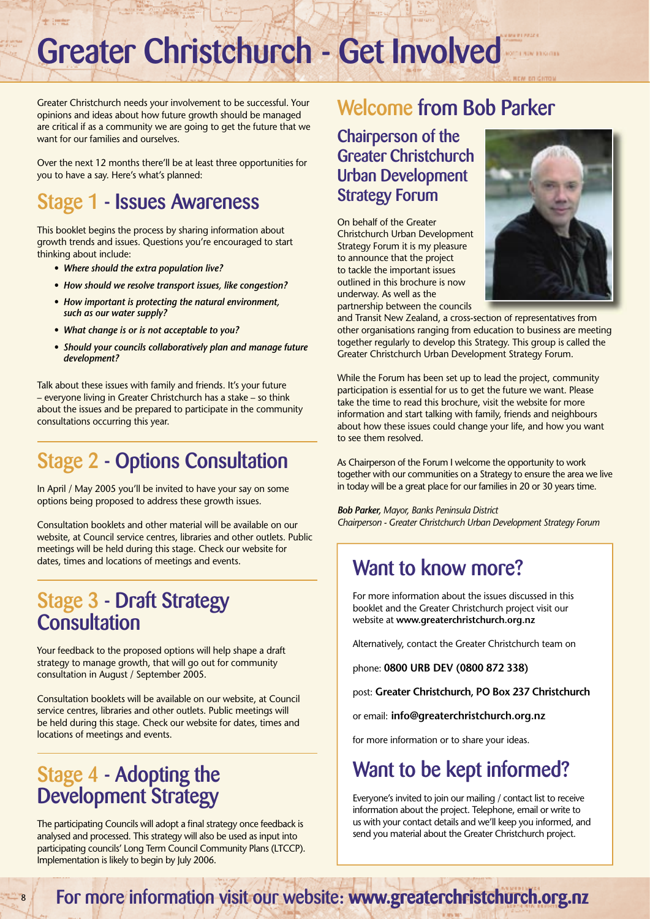# Greater Christchurch - Get Involved

Greater Christchurch needs your involvement to be successful. Your opinions and ideas about how future growth should be managed are critical if as a community we are going to get the future that we want for our families and ourselves.

Over the next 12 months there'll be at least three opportunities for you to have a say. Here's what's planned:

## Stage 1 - Issues Awareness

This booklet begins the process by sharing information about growth trends and issues. Questions you're encouraged to start thinking about include:

- ***Where should the extra population live?***
- ***How should we resolve transport issues, like congestion?***
- ***How important is protecting the natural environment, such as our water supply?***
- ***What change is or is not acceptable to you?***
- ***Should your councils collaboratively plan and manage future development?***

Talk about these issues with family and friends. It's your future – everyone living in Greater Christchurch has a stake – so think about the issues and be prepared to participate in the community consultations occurring this year.

## Stage 2 - Options Consultation

In April / May 2005 you'll be invited to have your say on some options being proposed to address these growth issues.

Consultation booklets and other material will be available on our website, at Council service centres, libraries and other outlets. Public meetings will be held during this stage. Check our website for dates, times and locations of meetings and events.

## Stage 3 - Draft Strategy Consultation

Your feedback to the proposed options will help shape a draft strategy to manage growth, that will go out for community consultation in August / September 2005.

Consultation booklets will be available on our website, at Council service centres, libraries and other outlets. Public meetings will be held during this stage. Check our website for dates, times and locations of meetings and events.

## Stage 4 - Adopting the Development Strategy

The participating Councils will adopt a final strategy once feedback is analysed and processed. This strategy will also be used as input into participating councils' Long Term Council Community Plans (LTCCP). Implementation is likely to begin by July 2006.

## Welcome from Bob Parker

### Chairperson of the Greater Christchurch Urban Development Strategy Forum

On behalf of the Greater Christchurch Urban Development Strategy Forum it is my pleasure to announce that the project to tackle the important issues outlined in this brochure is now underway. As well as the partnership between the councils and Transit New Zealand, a cross-section of representatives from other organisations ranging from education to business are meeting together regularly to develop this Strategy. This group is called the Greater Christchurch Urban Development Strategy Forum.

While the Forum has been set up to lead the project, community participation is essential for us to get the future we want. Please take the time to read this brochure, visit the website for more information and start talking with family, friends and neighbours about how these issues could change your life, and how you want to see them resolved.

As Chairperson of the Forum I welcome the opportunity to work together with our communities on a Strategy to ensure the area we live in today will be a great place for our families in 20 or 30 years time.

***Bob Parker**, Mayor, Banks Peninsula District*
*Chairperson - Greater Christchurch Urban Development Strategy Forum*

## Want to know more?

For more information about the issues discussed in this booklet and the Greater Christchurch project visit our website at **www.greaterchristchurch.org.nz**

Alternatively, contact the Greater Christchurch team on

phone: **0800 URB DEV (0800 872 338)**

post: **Greater Christchurch, PO Box 237 Christchurch**

or email: **info@greaterchristchurch.org.nz**

for more information or to share your ideas.

## Want to be kept informed?

Everyone's invited to join our mailing / contact list to receive information about the project. Telephone, email or write to us with your contact details and we'll keep you informed, and send you material about the Greater Christchurch project.

**For more information visit our website: www.greaterchristchurch.org.nz**